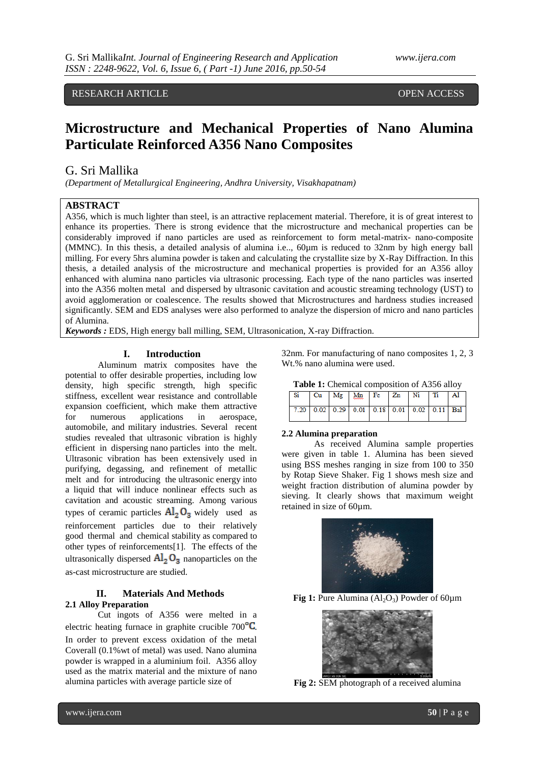RESEARCH ARTICLE OPEN ACCESS

# Microstructure and Mechanical Properties of Nano Alumina Particulate Reinforced A356 Nano Composites

G. Sri Mallika

*(Department of Metallurgical Engineering, Andhra University, Visakhapatnam)*

## ABSTRACT

A356, which is much lighter than steel, is an attractive replacement material. Therefore, it is of great interest to enhance its properties. There is strong evidence that the microstructure and mechanical properties can be considerably improved if nano particles are used as reinforcement to form metal-matrix- nano-composite (MMNC). In this thesis, a detailed analysis of alumina i.e.., 60µm is reduced to 32nm by high energy ball milling. For every 5hrs alumina powder is taken and calculating the crystallite size by X-Ray Diffraction. In this thesis, a detailed analysis of the microstructure and mechanical properties is provided for an A356 alloy enhanced with alumina nano particles via ultrasonic processing. Each type of the nano particles was inserted into the A356 molten metal and dispersed by ultrasonic cavitation and acoustic streaming technology (UST) to avoid agglomeration or coalescence. The results showed that Microstructures and hardness studies increased significantly. SEM and EDS analyses were also performed to analyze the dispersion of micro and nano particles of Alumina.

***Keywords :*** EDS, High energy ball milling, SEM, Ultrasonication, X-ray Diffraction.

## I. Introduction

Aluminum matrix composites have the potential to offer desirable properties, including low density, high specific strength, high specific stiffness, excellent wear resistance and controllable expansion coefficient, which make them attractive for numerous applications in aerospace, automobile, and military industries. Several recent studies revealed that ultrasonic vibration is highly efficient in dispersing nano particles into the melt. Ultrasonic vibration has been extensively used in purifying, degassing, and refinement of metallic melt and for introducing the ultrasonic energy into a liquid that will induce nonlinear effects such as cavitation and acoustic streaming. Among various types of ceramic particles $Al_2O_3$ widely used as reinforcement particles due to their relatively good thermal and chemical stability as compared to other types of reinforcements[1]. The effects of the ultrasonically dispersed $Al_2O_3$ nanoparticles on the as-cast microstructure are studied.

## II. Materials And Methods

### 2.1 Alloy Preparation

Cut ingots of A356 were melted in a electric heating furnace in graphite crucible 700°C. In order to prevent excess oxidation of the metal Coverall (0.1%wt of metal) was used. Nano alumina powder is wrapped in a aluminium foil. A356 alloy used as the matrix material and the mixture of nano alumina particles with average particle size of 32nm. For manufacturing of nano composites 1, 2, 3 Wt.% nano alumina were used.

**Table 1:** Chemical composition of A356 alloy

| Si | Cu | Mg | Mn | Fe | Zn | Ni | Ti | Al |
|---|---|---|---|---|---|---|---|---|
| 7.20 | 0.02 | 0.29 | 0.01 | 0.18 | 0.01 | 0.02 | 0.11 | Bal |

### 2.2 Alumina preparation

As received Alumina sample properties were given in table 1. Alumina has been sieved using BSS meshes ranging in size from 100 to 350 by Rotap Sieve Shaker. Fig 1 shows mesh size and weight fraction distribution of alumina powder by sieving. It clearly shows that maximum weight retained in size of 60µm.

**Fig 1:** Pure Alumina ($Al_2O_3$) Powder of 60µm

**Fig 2:** SEM photograph of a received alumina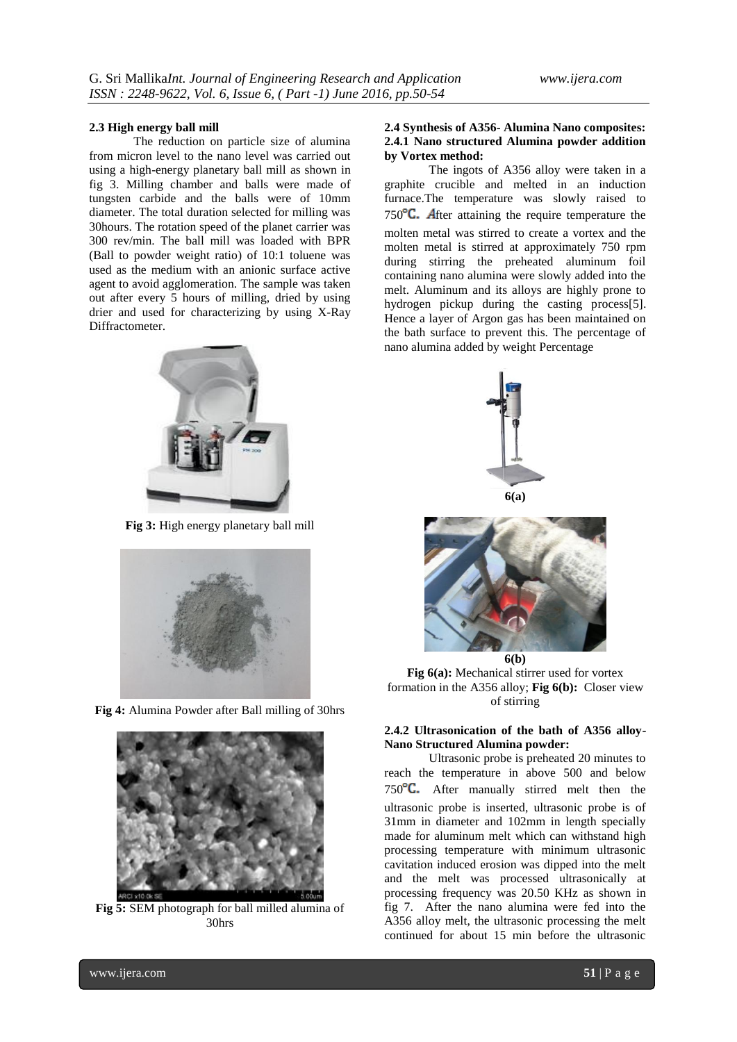### 2.3 High energy ball mill

The reduction on particle size of alumina from micron level to the nano level was carried out using a high-energy planetary ball mill as shown in fig 3. Milling chamber and balls were made of tungsten carbide and the balls were of 10mm diameter. The total duration selected for milling was 30hours. The rotation speed of the planet carrier was 300 rev/min. The ball mill was loaded with BPR (Ball to powder weight ratio) of 10:1 toluene was used as the medium with an anionic surface active agent to avoid agglomeration. The sample was taken out after every 5 hours of milling, dried by using drier and used for characterizing by using X-Ray Diffractometer.

**Fig 3:** High energy planetary ball mill

**Fig 4:** Alumina Powder after Ball milling of 30hrs

**Fig 5:** SEM photograph for ball milled alumina of 30hrs

### 2.4 Synthesis of A356- Alumina Nano composites:

#### 2.4.1 Nano structured Alumina powder addition by Vortex method:

The ingots of A356 alloy were taken in a graphite crucible and melted in an induction furnace.The temperature was slowly raised to 750°C. After attaining the require temperature the molten metal was stirred to create a vortex and the molten metal is stirred at approximately 750 rpm during stirring the preheated aluminum foil containing nano alumina were slowly added into the melt. Aluminum and its alloys are highly prone to hydrogen pickup during the casting process[5]. Hence a layer of Argon gas has been maintained on the bath surface to prevent this. The percentage of nano alumina added by weight Percentage

6(a)

6(b)

**Fig 6(a):** Mechanical stirrer used for vortex formation in the A356 alloy; **Fig 6(b):** Closer view of stirring

#### 2.4.2 Ultrasonication of the bath of A356 alloy-Nano Structured Alumina powder:

Ultrasonic probe is preheated 20 minutes to reach the temperature in above 500 and below 750°C. After manually stirred melt then the ultrasonic probe is inserted, ultrasonic probe is of 31mm in diameter and 102mm in length specially made for aluminum melt which can withstand high processing temperature with minimum ultrasonic cavitation induced erosion was dipped into the melt and the melt was processed ultrasonically at processing frequency was 20.50 KHz as shown in fig 7. After the nano alumina were fed into the A356 alloy melt, the ultrasonic processing the melt continued for about 15 min before the ultrasonic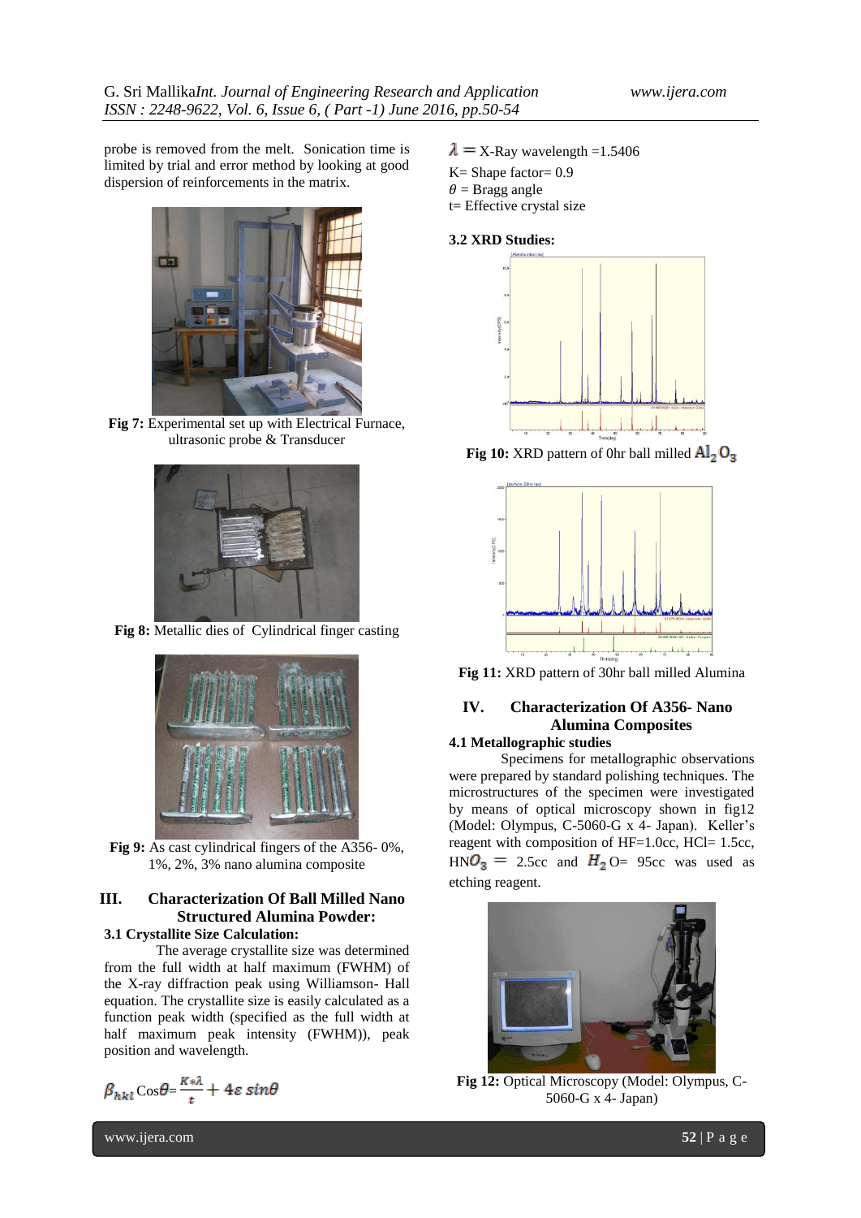probe is removed from the melt. Sonication time is limited by trial and error method by looking at good dispersion of reinforcements in the matrix.

**Fig 7:** Experimental set up with Electrical Furnace, ultrasonic probe & Transducer

**Fig 8:** Metallic dies of Cylindrical finger casting

**Fig 9:** As cast cylindrical fingers of the A356- 0%, 1%, 2%, 3% nano alumina composite

## III. Characterization Of Ball Milled Nano Structured Alumina Powder:

### 3.1 Crystallite Size Calculation:

The average crystallite size was determined from the full width at half maximum (FWHM) of the X-ray diffraction peak using Williamson- Hall equation. The crystallite size is easily calculated as a function peak width (specified as the full width at half maximum peak intensity (FWHM)), peak position and wavelength.

$$\beta_{hkl}\, \mathrm{Cos}\theta = \frac{K*\lambda}{t} + 4\varepsilon\, sin\theta$$

$\lambda$ = X-Ray wavelength =1.5406

K= Shape factor= 0.9

$\theta$ = Bragg angle

t= Effective crystal size

### 3.2 XRD Studies:

**Fig 10:** XRD pattern of 0hr ball milled $Al_2O_3$

**Fig 11:** XRD pattern of 30hr ball milled Alumina

## IV. Characterization Of A356- Nano Alumina Composites

### 4.1 Metallographic studies

Specimens for metallographic observations were prepared by standard polishing techniques. The microstructures of the specimen were investigated by means of optical microscopy shown in fig12 (Model: Olympus, C-5060-G x 4- Japan). Keller's reagent with composition of HF=1.0cc, HCl= 1.5cc, $HNO_3$ = 2.5cc and $H_2O$= 95cc was used as etching reagent.

**Fig 12:** Optical Microscopy (Model: Olympus, C-5060-G x 4- Japan)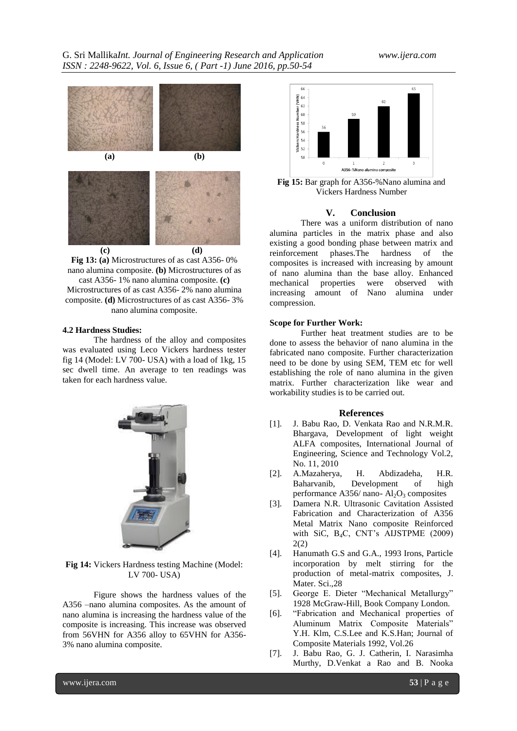**(a)** **(b)**

**(c)** **(d)**

**Fig 13: (a)** Microstructures of as cast A356- 0% nano alumina composite. **(b)** Microstructures of as cast A356- 1% nano alumina composite. **(c)** Microstructures of as cast A356- 2% nano alumina composite. **(d)** Microstructures of as cast A356- 3% nano alumina composite.

#### 4.2 Hardness Studies:

The hardness of the alloy and composites was evaluated using Leco Vickers hardness tester fig 14 (Model: LV 700- USA) with a load of 1kg, 15 sec dwell time. An average to ten readings was taken for each hardness value.

**Fig 14:** Vickers Hardness testing Machine (Model: LV 700- USA)

Figure shows the hardness values of the A356 –nano alumina composites. As the amount of nano alumina is increasing the hardness value of the composite is increasing. This increase was observed from 56VHN for A356 alloy to 65VHN for A356- 3% nano alumina composite.

**Fig 15:** Bar graph for A356-%Nano alumina and Vickers Hardness Number

## V. Conclusion

There was a uniform distribution of nano alumina particles in the matrix phase and also existing a good bonding phase between matrix and reinforcement phases.The hardness of the composites is increased with increasing by amount of nano alumina than the base alloy. Enhanced mechanical properties were observed with increasing amount of Nano alumina under compression.

#### Scope for Further Work:

Further heat treatment studies are to be done to assess the behavior of nano alumina in the fabricated nano composite. Further characterization need to be done by using SEM, TEM etc for well establishing the role of nano alumina in the given matrix. Further characterization like wear and workability studies is to be carried out.

## References

[1]. J. Babu Rao, D. Venkata Rao and N.R.M.R. Bhargava, Development of light weight ALFA composites, International Journal of Engineering, Science and Technology Vol.2, No. 11, 2010

[2]. A.Mazaherya, H. Abdizadeha, H.R. Baharvanib, Development of high performance A356/ nano- $Al_2O_3$ composites

[3]. Damera N.R. Ultrasonic Cavitation Assisted Fabrication and Characterization of A356 Metal Matrix Nano composite Reinforced with SiC, $B_4C$, CNT's AIJSTPME (2009) 2(2)

[4]. Hanumath G.S and G.A., 1993 Irons, Particle incorporation by melt stirring for the production of metal-matrix composites, J. Mater. Sci.,28

[5]. George E. Dieter "Mechanical Metallurgy" 1928 McGraw-Hill, Book Company London.

[6]. "Fabrication and Mechanical properties of Aluminum Matrix Composite Materials" Y.H. Klm, C.S.Lee and K.S.Han; Journal of Composite Materials 1992, Vol.26

[7]. J. Babu Rao, G. J. Catherin, I. Narasimha Murthy, D.Venkat a Rao and B. Nooka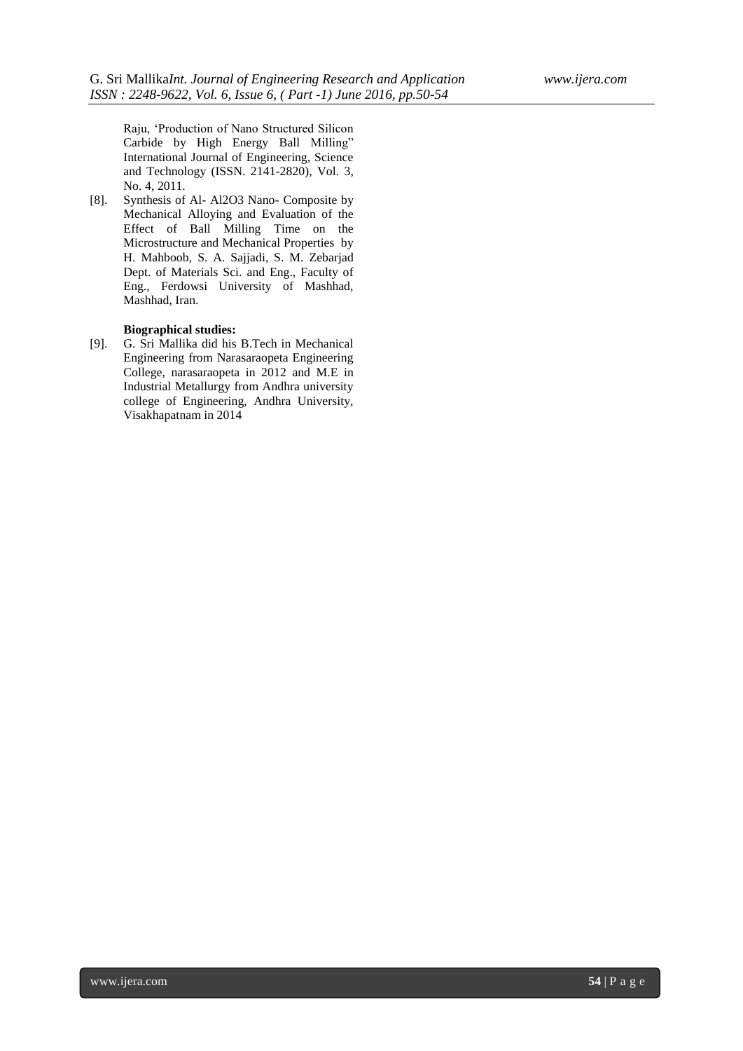Raju, 'Production of Nano Structured Silicon Carbide by High Energy Ball Milling" International Journal of Engineering, Science and Technology (ISSN. 2141-2820), Vol. 3, No. 4, 2011.

[8]. Synthesis of Al- Al2O3 Nano- Composite by Mechanical Alloying and Evaluation of the Effect of Ball Milling Time on the Microstructure and Mechanical Properties by H. Mahboob, S. A. Sajjadi, S. M. Zebarjad Dept. of Materials Sci. and Eng., Faculty of Eng., Ferdowsi University of Mashhad, Mashhad, Iran.

**Biographical studies:**

[9]. G. Sri Mallika did his B.Tech in Mechanical Engineering from Narasaraopeta Engineering College, narasaraopeta in 2012 and M.E in Industrial Metallurgy from Andhra university college of Engineering, Andhra University, Visakhapatnam in 2014